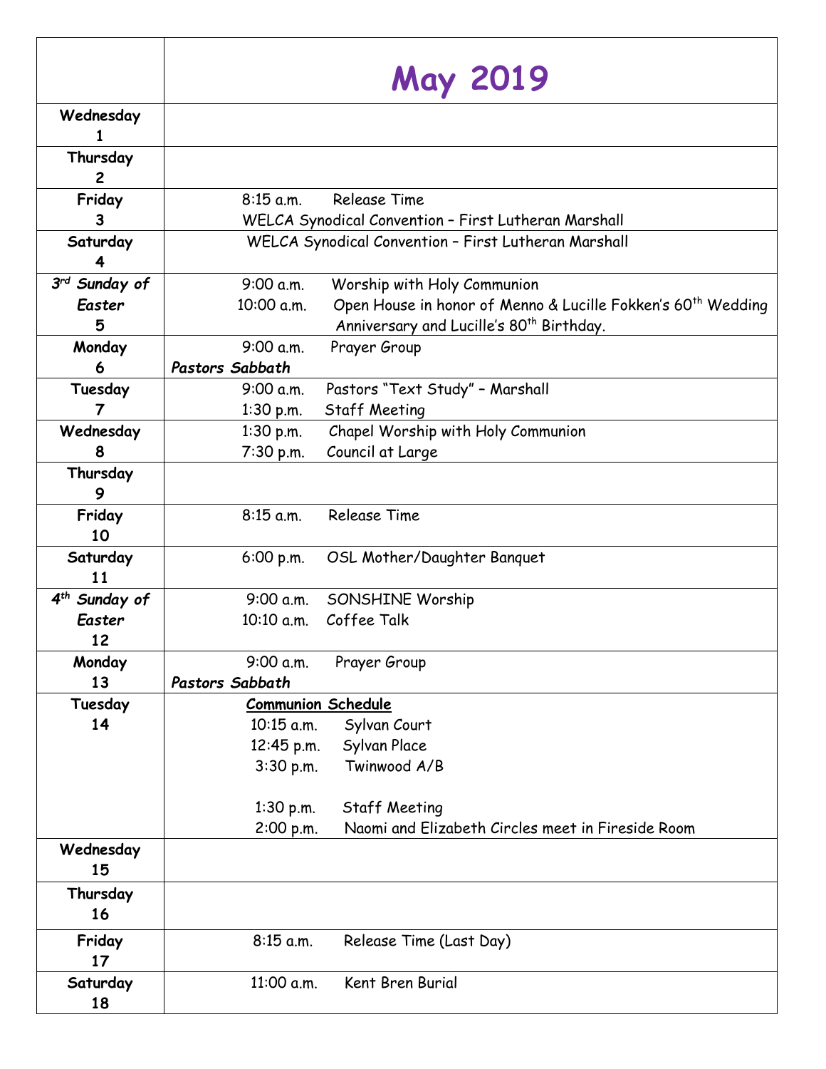| | **May 2019** |
|---|---|
| **Wednesday 1** | |
| **Thursday 2** | |
| **Friday 3** | 8:15 a.m. Release Time<br>WELCA Synodical Convention – First Lutheran Marshall |
| **Saturday 4** | WELCA Synodical Convention – First Lutheran Marshall |
| ***3rd Sunday of Easter* 5** | 9:00 a.m. Worship with Holy Communion<br>10:00 a.m. Open House in honor of Menno & Lucille Fokken's 60th Wedding Anniversary and Lucille's 80th Birthday. |
| **Monday 6** | 9:00 a.m. Prayer Group<br>***Pastors Sabbath*** |
| **Tuesday 7** | 9:00 a.m. Pastors "Text Study" – Marshall<br>1:30 p.m. Staff Meeting |
| **Wednesday 8** | 1:30 p.m. Chapel Worship with Holy Communion<br>7:30 p.m. Council at Large |
| **Thursday 9** | |
| **Friday 10** | 8:15 a.m. Release Time |
| **Saturday 11** | 6:00 p.m. OSL Mother/Daughter Banquet |
| ***4th Sunday of Easter* 12** | 9:00 a.m. SONSHINE Worship<br>10:10 a.m. Coffee Talk |
| **Monday 13** | 9:00 a.m. Prayer Group<br>***Pastors Sabbath*** |
| **Tuesday 14** | **Communion Schedule**<br>10:15 a.m. Sylvan Court<br>12:45 p.m. Sylvan Place<br>3:30 p.m. Twinwood A/B<br><br>1:30 p.m. Staff Meeting<br>2:00 p.m. Naomi and Elizabeth Circles meet in Fireside Room |
| **Wednesday 15** | |
| **Thursday 16** | |
| **Friday 17** | 8:15 a.m. Release Time (Last Day) |
| **Saturday 18** | 11:00 a.m. Kent Bren Burial |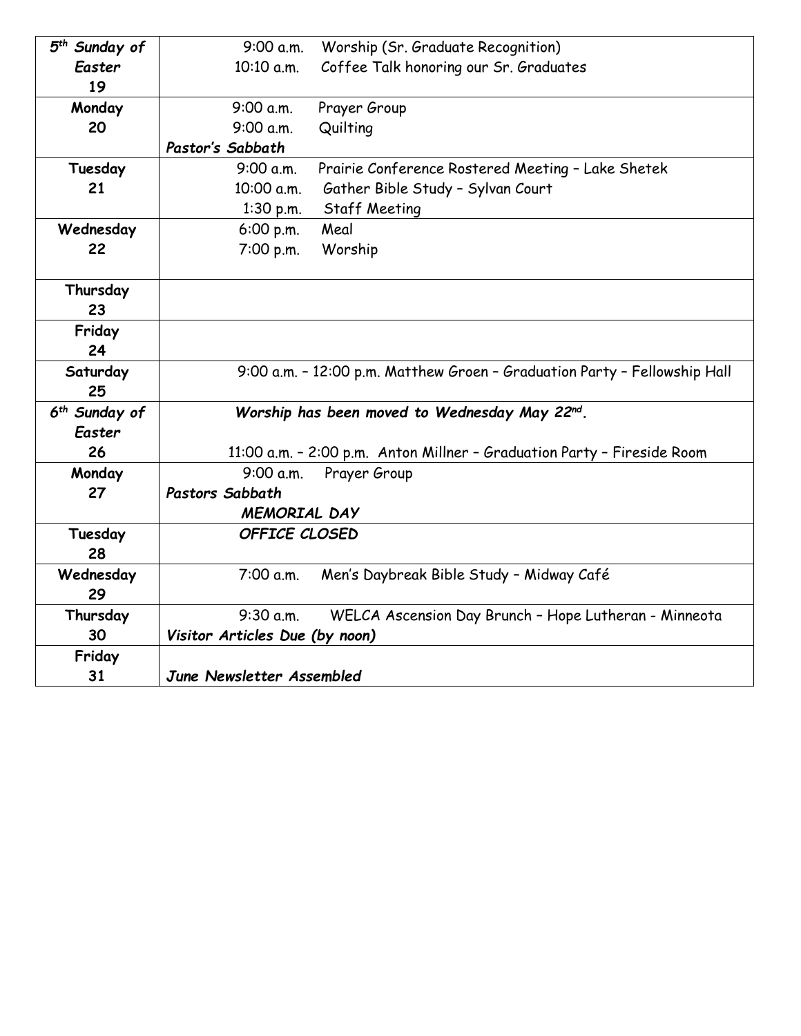| | |
|---|---|
| ***5th Sunday of Easter*** **19** | 9:00 a.m. Worship (Sr. Graduate Recognition)<br>10:10 a.m. Coffee Talk honoring our Sr. Graduates |
| **Monday 20** | 9:00 a.m. Prayer Group<br>9:00 a.m. Quilting<br>***Pastor's Sabbath*** |
| **Tuesday 21** | 9:00 a.m. Prairie Conference Rostered Meeting – Lake Shetek<br>10:00 a.m. Gather Bible Study – Sylvan Court<br>1:30 p.m. Staff Meeting |
| **Wednesday 22** | 6:00 p.m. Meal<br>7:00 p.m. Worship |
| **Thursday 23** | |
| **Friday 24** | |
| **Saturday 25** | 9:00 a.m. – 12:00 p.m. Matthew Groen – Graduation Party – Fellowship Hall |
| ***6th Sunday of Easter*** **26** | ***Worship has been moved to Wednesday May 22nd.***<br>11:00 a.m. – 2:00 p.m. Anton Millner – Graduation Party – Fireside Room |
| **Monday 27** | 9:00 a.m. Prayer Group<br>***Pastors Sabbath***<br>***MEMORIAL DAY*** |
| **Tuesday 28** | ***OFFICE CLOSED*** |
| **Wednesday 29** | 7:00 a.m. Men's Daybreak Bible Study – Midway Café |
| **Thursday 30** | 9:30 a.m. WELCA Ascension Day Brunch – Hope Lutheran - Minneota<br>***Visitor Articles Due (by noon)*** |
| **Friday 31** | ***June Newsletter Assembled*** |